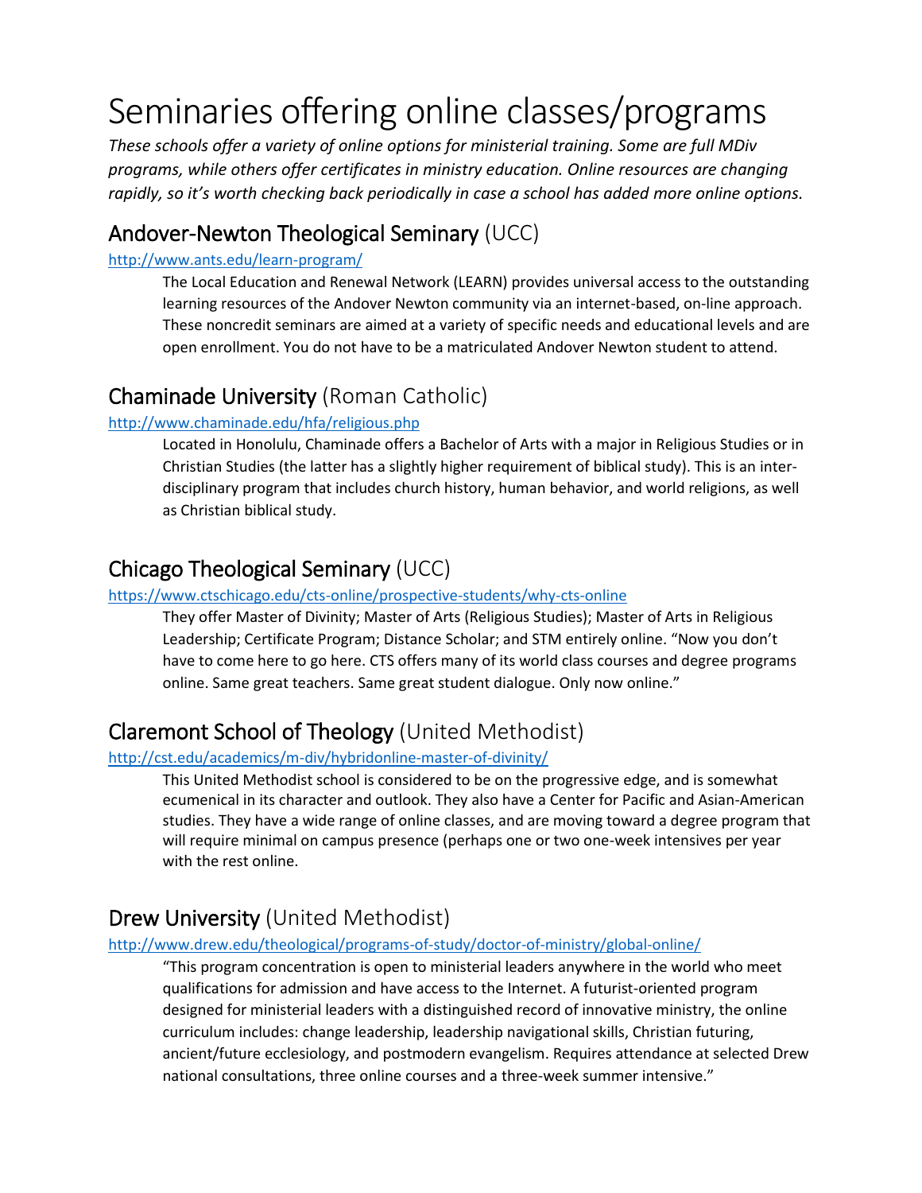# Seminaries offering online classes/programs

*These schools offer a variety of online options for ministerial training. Some are full MDiv programs, while others offer certificates in ministry education. Online resources are changing rapidly, so it's worth checking back periodically in case a school has added more online options.*

## Andover-Newton Theological Seminary (UCC)

http://www.ants.edu/learn-program/

The Local Education and Renewal Network (LEARN) provides universal access to the outstanding learning resources of the Andover Newton community via an internet-based, on-line approach. These noncredit seminars are aimed at a variety of specific needs and educational levels and are open enrollment. You do not have to be a matriculated Andover Newton student to attend.

## Chaminade University (Roman Catholic)

http://www.chaminade.edu/hfa/religious.php

Located in Honolulu, Chaminade offers a Bachelor of Arts with a major in Religious Studies or in Christian Studies (the latter has a slightly higher requirement of biblical study). This is an inter-disciplinary program that includes church history, human behavior, and world religions, as well as Christian biblical study.

## Chicago Theological Seminary (UCC)

https://www.ctschicago.edu/cts-online/prospective-students/why-cts-online

They offer Master of Divinity; Master of Arts (Religious Studies); Master of Arts in Religious Leadership; Certificate Program; Distance Scholar; and STM entirely online. "Now you don't have to come here to go here. CTS offers many of its world class courses and degree programs online. Same great teachers. Same great student dialogue. Only now online."

## Claremont School of Theology (United Methodist)

http://cst.edu/academics/m-div/hybridonline-master-of-divinity/

This United Methodist school is considered to be on the progressive edge, and is somewhat ecumenical in its character and outlook. They also have a Center for Pacific and Asian-American studies. They have a wide range of online classes, and are moving toward a degree program that will require minimal on campus presence (perhaps one or two one-week intensives per year with the rest online.

## Drew University (United Methodist)

http://www.drew.edu/theological/programs-of-study/doctor-of-ministry/global-online/

"This program concentration is open to ministerial leaders anywhere in the world who meet qualifications for admission and have access to the Internet. A futurist-oriented program designed for ministerial leaders with a distinguished record of innovative ministry, the online curriculum includes: change leadership, leadership navigational skills, Christian futuring, ancient/future ecclesiology, and postmodern evangelism. Requires attendance at selected Drew national consultations, three online courses and a three-week summer intensive."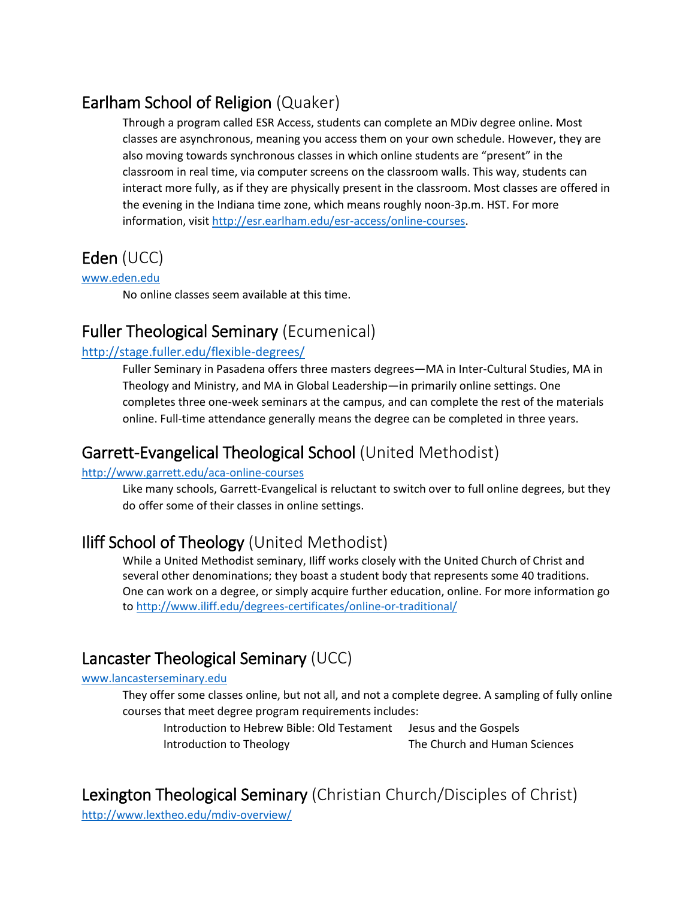## Earlham School of Religion (Quaker)

Through a program called ESR Access, students can complete an MDiv degree online. Most classes are asynchronous, meaning you access them on your own schedule. However, they are also moving towards synchronous classes in which online students are "present" in the classroom in real time, via computer screens on the classroom walls. This way, students can interact more fully, as if they are physically present in the classroom. Most classes are offered in the evening in the Indiana time zone, which means roughly noon-3p.m. HST. For more information, visit http://esr.earlham.edu/esr-access/online-courses.

## Eden (UCC)

www.eden.edu

No online classes seem available at this time.

## Fuller Theological Seminary (Ecumenical)

http://stage.fuller.edu/flexible-degrees/

Fuller Seminary in Pasadena offers three masters degrees—MA in Inter-Cultural Studies, MA in Theology and Ministry, and MA in Global Leadership—in primarily online settings. One completes three one-week seminars at the campus, and can complete the rest of the materials online. Full-time attendance generally means the degree can be completed in three years.

## Garrett-Evangelical Theological School (United Methodist)

http://www.garrett.edu/aca-online-courses

Like many schools, Garrett-Evangelical is reluctant to switch over to full online degrees, but they do offer some of their classes in online settings.

## Iliff School of Theology (United Methodist)

While a United Methodist seminary, Iliff works closely with the United Church of Christ and several other denominations; they boast a student body that represents some 40 traditions. One can work on a degree, or simply acquire further education, online. For more information go to http://www.iliff.edu/degrees-certificates/online-or-traditional/

## Lancaster Theological Seminary (UCC)

www.lancasterseminary.edu

They offer some classes online, but not all, and not a complete degree. A sampling of fully online courses that meet degree program requirements includes:

- Introduction to Hebrew Bible: Old Testament
- Jesus and the Gospels
- Introduction to Theology
- The Church and Human Sciences

## Lexington Theological Seminary (Christian Church/Disciples of Christ)

http://www.lextheo.edu/mdiv-overview/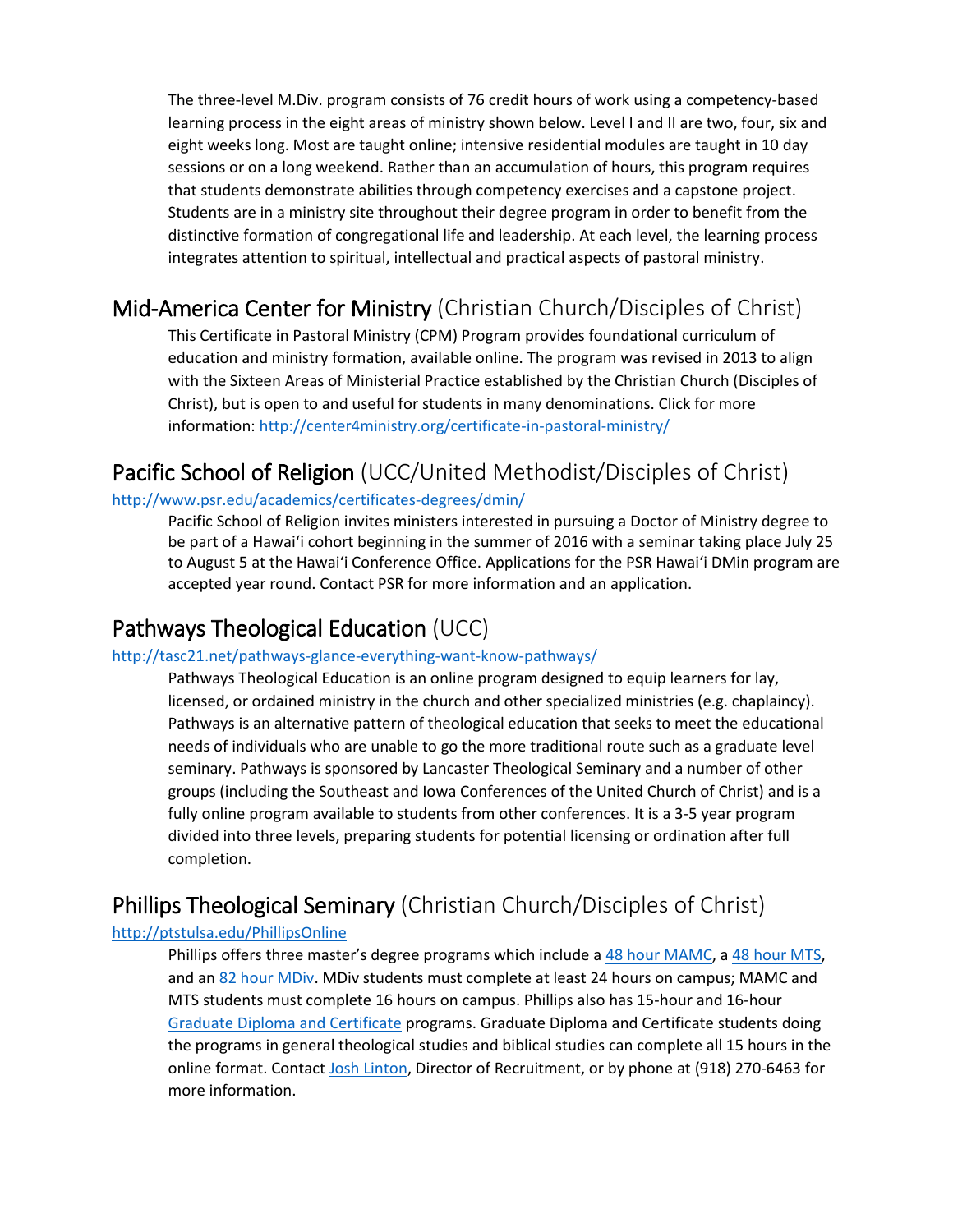The three-level M.Div. program consists of 76 credit hours of work using a competency-based learning process in the eight areas of ministry shown below. Level I and II are two, four, six and eight weeks long. Most are taught online; intensive residential modules are taught in 10 day sessions or on a long weekend. Rather than an accumulation of hours, this program requires that students demonstrate abilities through competency exercises and a capstone project. Students are in a ministry site throughout their degree program in order to benefit from the distinctive formation of congregational life and leadership. At each level, the learning process integrates attention to spiritual, intellectual and practical aspects of pastoral ministry.

## Mid-America Center for Ministry (Christian Church/Disciples of Christ)

This Certificate in Pastoral Ministry (CPM) Program provides foundational curriculum of education and ministry formation, available online. The program was revised in 2013 to align with the Sixteen Areas of Ministerial Practice established by the Christian Church (Disciples of Christ), but is open to and useful for students in many denominations. Click for more information: [http://center4ministry.org/certificate-in-pastoral-ministry/](http://center4ministry.org/certificate-in-pastoral-ministry/)

## Pacific School of Religion (UCC/United Methodist/Disciples of Christ)

[http://www.psr.edu/academics/certificates-degrees/dmin/](http://www.psr.edu/academics/certificates-degrees/dmin/)

Pacific School of Religion invites ministers interested in pursuing a Doctor of Ministry degree to be part of a Hawaiʻi cohort beginning in the summer of 2016 with a seminar taking place July 25 to August 5 at the Hawaiʻi Conference Office. Applications for the PSR Hawaiʻi DMin program are accepted year round. Contact PSR for more information and an application.

## Pathways Theological Education (UCC)

[http://tasc21.net/pathways-glance-everything-want-know-pathways/](http://tasc21.net/pathways-glance-everything-want-know-pathways/)

Pathways Theological Education is an online program designed to equip learners for lay, licensed, or ordained ministry in the church and other specialized ministries (e.g. chaplaincy). Pathways is an alternative pattern of theological education that seeks to meet the educational needs of individuals who are unable to go the more traditional route such as a graduate level seminary. Pathways is sponsored by Lancaster Theological Seminary and a number of other groups (including the Southeast and Iowa Conferences of the United Church of Christ) and is a fully online program available to students from other conferences. It is a 3-5 year program divided into three levels, preparing students for potential licensing or ordination after full completion.

## Phillips Theological Seminary (Christian Church/Disciples of Christ)

[http://ptstulsa.edu/PhillipsOnline](http://ptstulsa.edu/PhillipsOnline)

Phillips offers three master's degree programs which include a 48 hour MAMC, a 48 hour MTS, and an 82 hour MDiv. MDiv students must complete at least 24 hours on campus; MAMC and MTS students must complete 16 hours on campus. Phillips also has 15-hour and 16-hour Graduate Diploma and Certificate programs. Graduate Diploma and Certificate students doing the programs in general theological studies and biblical studies can complete all 15 hours in the online format. Contact Josh Linton, Director of Recruitment, or by phone at (918) 270-6463 for more information.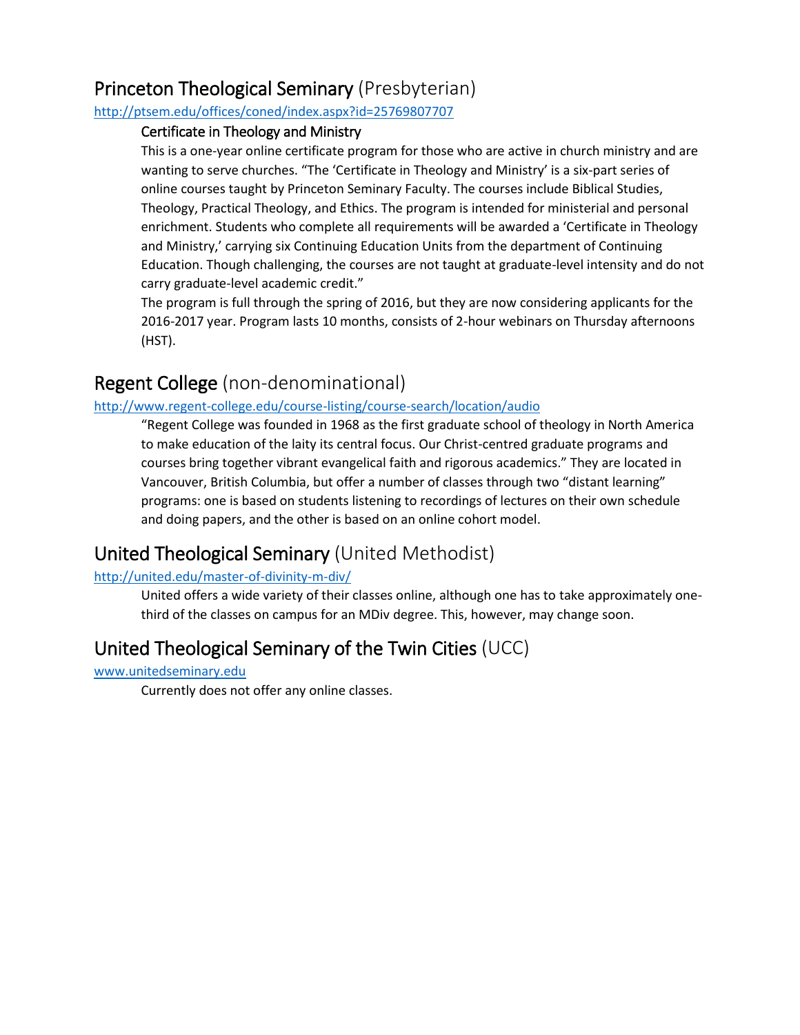## Princeton Theological Seminary (Presbyterian)

http://ptsem.edu/offices/coned/index.aspx?id=25769807707

### Certificate in Theology and Ministry

This is a one-year online certificate program for those who are active in church ministry and are wanting to serve churches. "The 'Certificate in Theology and Ministry' is a six-part series of online courses taught by Princeton Seminary Faculty. The courses include Biblical Studies, Theology, Practical Theology, and Ethics. The program is intended for ministerial and personal enrichment. Students who complete all requirements will be awarded a 'Certificate in Theology and Ministry,' carrying six Continuing Education Units from the department of Continuing Education. Though challenging, the courses are not taught at graduate-level intensity and do not carry graduate-level academic credit."

The program is full through the spring of 2016, but they are now considering applicants for the 2016-2017 year. Program lasts 10 months, consists of 2-hour webinars on Thursday afternoons (HST).

## Regent College (non-denominational)

http://www.regent-college.edu/course-listing/course-search/location/audio

"Regent College was founded in 1968 as the first graduate school of theology in North America to make education of the laity its central focus. Our Christ-centred graduate programs and courses bring together vibrant evangelical faith and rigorous academics." They are located in Vancouver, British Columbia, but offer a number of classes through two "distant learning" programs: one is based on students listening to recordings of lectures on their own schedule and doing papers, and the other is based on an online cohort model.

## United Theological Seminary (United Methodist)

http://united.edu/master-of-divinity-m-div/

United offers a wide variety of their classes online, although one has to take approximately one-third of the classes on campus for an MDiv degree. This, however, may change soon.

## United Theological Seminary of the Twin Cities (UCC)

www.unitedseminary.edu

Currently does not offer any online classes.